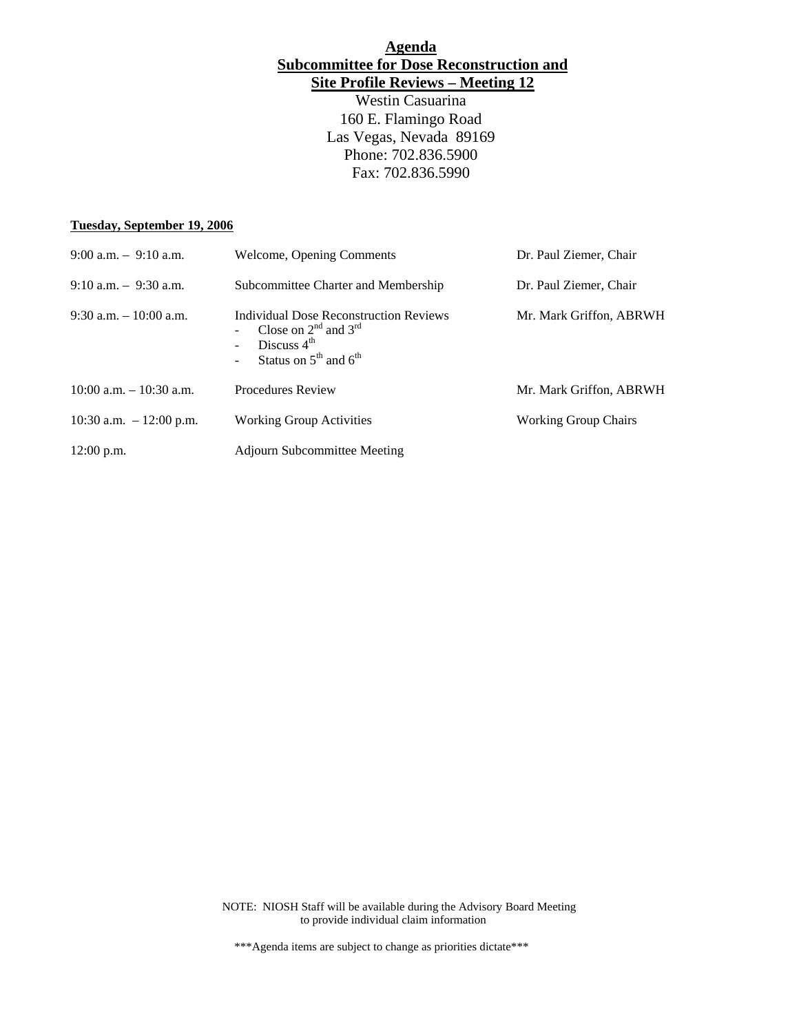# Agenda

## Subcommittee for Dose Reconstruction and Site Profile Reviews – Meeting 12

Westin Casuarina
160 E. Flamingo Road
Las Vegas, Nevada 89169
Phone: 702.836.5900
Fax: 702.836.5990

**Tuesday, September 19, 2006**

| | | |
|---|---|---|
| 9:00 a.m. – 9:10 a.m. | Welcome, Opening Comments | Dr. Paul Ziemer, Chair |
| 9:10 a.m. – 9:30 a.m. | Subcommittee Charter and Membership | Dr. Paul Ziemer, Chair |
| 9:30 a.m. – 10:00 a.m. | Individual Dose Reconstruction Reviews<br>- Close on 2nd and 3rd<br>- Discuss 4th<br>- Status on 5th and 6th | Mr. Mark Griffon, ABRWH |
| 10:00 a.m. – 10:30 a.m. | Procedures Review | Mr. Mark Griffon, ABRWH |
| 10:30 a.m. – 12:00 p.m. | Working Group Activities | Working Group Chairs |
| 12:00 p.m. | Adjourn Subcommittee Meeting | |

NOTE: NIOSH Staff will be available during the Advisory Board Meeting to provide individual claim information

***Agenda items are subject to change as priorities dictate***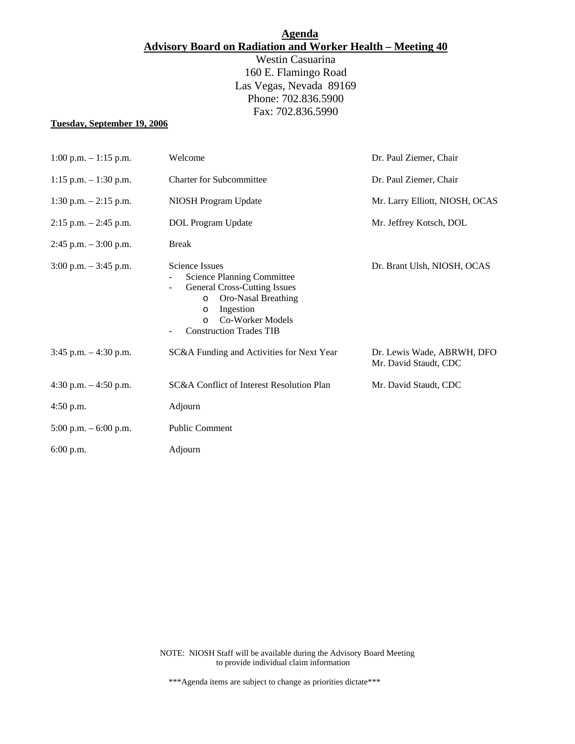# Agenda

## Advisory Board on Radiation and Worker Health – Meeting 40

Westin Casuarina
160 E. Flamingo Road
Las Vegas, Nevada 89169
Phone: 702.836.5900
Fax: 702.836.5990

**Tuesday, September 19, 2006**

| Time | Item | Presenter |
|---|---|---|
| 1:00 p.m. – 1:15 p.m. | Welcome | Dr. Paul Ziemer, Chair |
| 1:15 p.m. – 1:30 p.m. | Charter for Subcommittee | Dr. Paul Ziemer, Chair |
| 1:30 p.m. – 2:15 p.m. | NIOSH Program Update | Mr. Larry Elliott, NIOSH, OCAS |
| 2:15 p.m. – 2:45 p.m. | DOL Program Update | Mr. Jeffrey Kotsch, DOL |
| 2:45 p.m. – 3:00 p.m. | Break | |
| 3:00 p.m. – 3:45 p.m. | Science Issues<br>- Science Planning Committee<br>- General Cross-Cutting Issues<br>o Oro-Nasal Breathing<br>o Ingestion<br>o Co-Worker Models<br>- Construction Trades TIB | Dr. Brant Ulsh, NIOSH, OCAS |
| 3:45 p.m. – 4:30 p.m. | SC&A Funding and Activities for Next Year | Dr. Lewis Wade, ABRWH, DFO<br>Mr. David Staudt, CDC |
| 4:30 p.m. – 4:50 p.m. | SC&A Conflict of Interest Resolution Plan | Mr. David Staudt, CDC |
| 4:50 p.m. | Adjourn | |
| 5:00 p.m. – 6:00 p.m. | Public Comment | |
| 6:00 p.m. | Adjourn | |

NOTE: NIOSH Staff will be available during the Advisory Board Meeting to provide individual claim information

\*\*\*Agenda items are subject to change as priorities dictate\*\*\*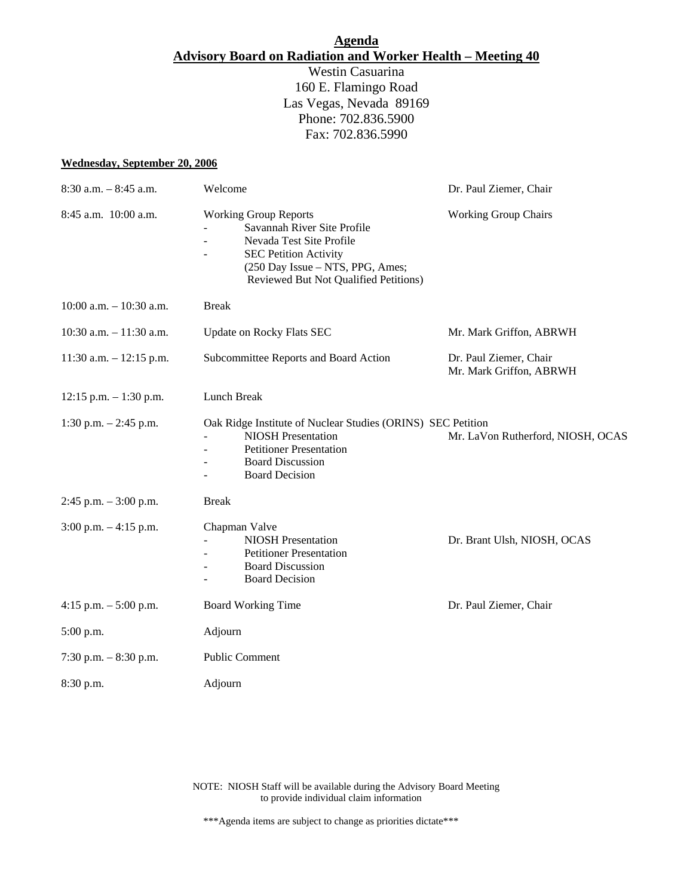# Agenda
## Advisory Board on Radiation and Worker Health – Meeting 40

Westin Casuarina
160 E. Flamingo Road
Las Vegas, Nevada 89169
Phone: 702.836.5900
Fax: 702.836.5990

**Wednesday, September 20, 2006**

| | | |
|---|---|---|
| 8:30 a.m. – 8:45 a.m. | Welcome | Dr. Paul Ziemer, Chair |
| 8:45 a.m. 10:00 a.m. | Working Group Reports<br>- Savannah River Site Profile<br>- Nevada Test Site Profile<br>- SEC Petition Activity<br>(250 Day Issue – NTS, PPG, Ames; Reviewed But Not Qualified Petitions) | Working Group Chairs |
| 10:00 a.m. – 10:30 a.m. | Break | |
| 10:30 a.m. – 11:30 a.m. | Update on Rocky Flats SEC | Mr. Mark Griffon, ABRWH |
| 11:30 a.m. – 12:15 p.m. | Subcommittee Reports and Board Action | Dr. Paul Ziemer, Chair<br>Mr. Mark Griffon, ABRWH |
| 12:15 p.m. – 1:30 p.m. | Lunch Break | |
| 1:30 p.m. – 2:45 p.m. | Oak Ridge Institute of Nuclear Studies (ORINS) SEC Petition<br>- NIOSH Presentation<br>- Petitioner Presentation<br>- Board Discussion<br>- Board Decision | Mr. LaVon Rutherford, NIOSH, OCAS |
| 2:45 p.m. – 3:00 p.m. | Break | |
| 3:00 p.m. – 4:15 p.m. | Chapman Valve<br>- NIOSH Presentation<br>- Petitioner Presentation<br>- Board Discussion<br>- Board Decision | Dr. Brant Ulsh, NIOSH, OCAS |
| 4:15 p.m. – 5:00 p.m. | Board Working Time | Dr. Paul Ziemer, Chair |
| 5:00 p.m. | Adjourn | |
| 7:30 p.m. – 8:30 p.m. | Public Comment | |
| 8:30 p.m. | Adjourn | |

NOTE: NIOSH Staff will be available during the Advisory Board Meeting to provide individual claim information

***Agenda items are subject to change as priorities dictate***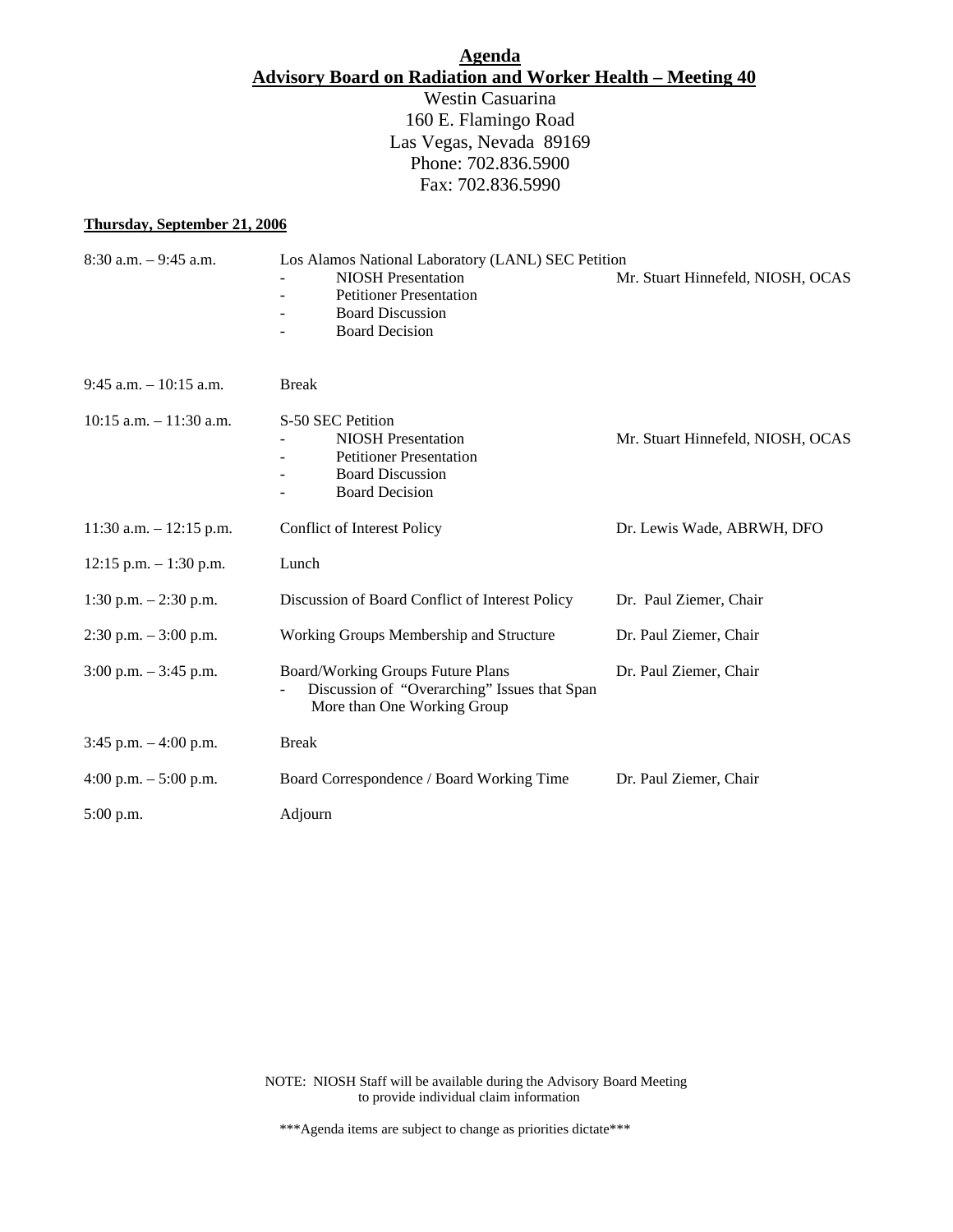**Agenda**

**Advisory Board on Radiation and Worker Health – Meeting 40**

Westin Casuarina
160 E. Flamingo Road
Las Vegas, Nevada 89169
Phone: 702.836.5900
Fax: 702.836.5990

**Thursday, September 21, 2006**

| | | |
|---|---|---|
| 8:30 a.m. – 9:45 a.m. | Los Alamos National Laboratory (LANL) SEC Petition<br>- NIOSH Presentation<br>- Petitioner Presentation<br>- Board Discussion<br>- Board Decision | Mr. Stuart Hinnefeld, NIOSH, OCAS |
| 9:45 a.m. – 10:15 a.m. | Break | |
| 10:15 a.m. – 11:30 a.m. | S-50 SEC Petition<br>- NIOSH Presentation<br>- Petitioner Presentation<br>- Board Discussion<br>- Board Decision | Mr. Stuart Hinnefeld, NIOSH, OCAS |
| 11:30 a.m. – 12:15 p.m. | Conflict of Interest Policy | Dr. Lewis Wade, ABRWH, DFO |
| 12:15 p.m. – 1:30 p.m. | Lunch | |
| 1:30 p.m. – 2:30 p.m. | Discussion of Board Conflict of Interest Policy | Dr. Paul Ziemer, Chair |
| 2:30 p.m. – 3:00 p.m. | Working Groups Membership and Structure | Dr. Paul Ziemer, Chair |
| 3:00 p.m. – 3:45 p.m. | Board/Working Groups Future Plans<br>- Discussion of "Overarching" Issues that Span More than One Working Group | Dr. Paul Ziemer, Chair |
| 3:45 p.m. – 4:00 p.m. | Break | |
| 4:00 p.m. – 5:00 p.m. | Board Correspondence / Board Working Time | Dr. Paul Ziemer, Chair |
| 5:00 p.m. | Adjourn | |

NOTE: NIOSH Staff will be available during the Advisory Board Meeting to provide individual claim information

***Agenda items are subject to change as priorities dictate***